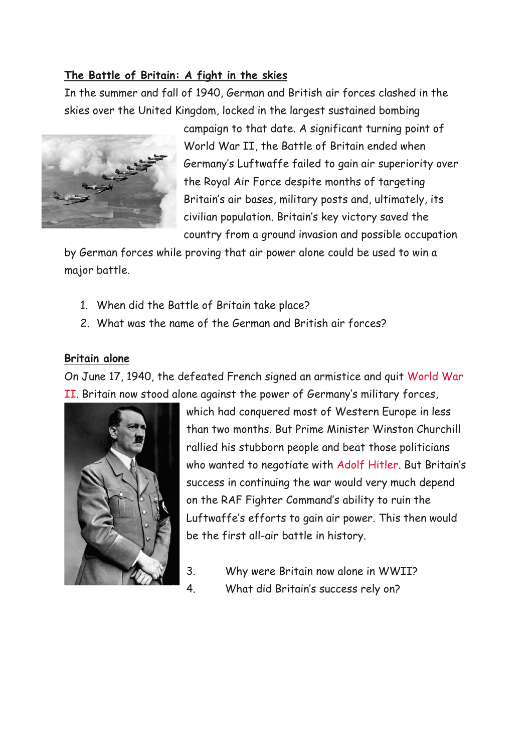**The Battle of Britain: A fight in the skies**

In the summer and fall of 1940, German and British air forces clashed in the skies over the United Kingdom, locked in the largest sustained bombing campaign to that date. A significant turning point of World War II, the Battle of Britain ended when Germany's Luftwaffe failed to gain air superiority over the Royal Air Force despite months of targeting Britain's air bases, military posts and, ultimately, its civilian population. Britain's key victory saved the country from a ground invasion and possible occupation by German forces while proving that air power alone could be used to win a major battle.

1. When did the Battle of Britain take place?
2. What was the name of the German and British air forces?

**Britain alone**

On June 17, 1940, the defeated French signed an armistice and quit World War II. Britain now stood alone against the power of Germany's military forces, which had conquered most of Western Europe in less than two months. But Prime Minister Winston Churchill rallied his stubborn people and beat those politicians who wanted to negotiate with Adolf Hitler. But Britain's success in continuing the war would very much depend on the RAF Fighter Command's ability to ruin the Luftwaffe's efforts to gain air power. This then would be the first all-air battle in history.

3. Why were Britain now alone in WWII?
4. What did Britain's success rely on?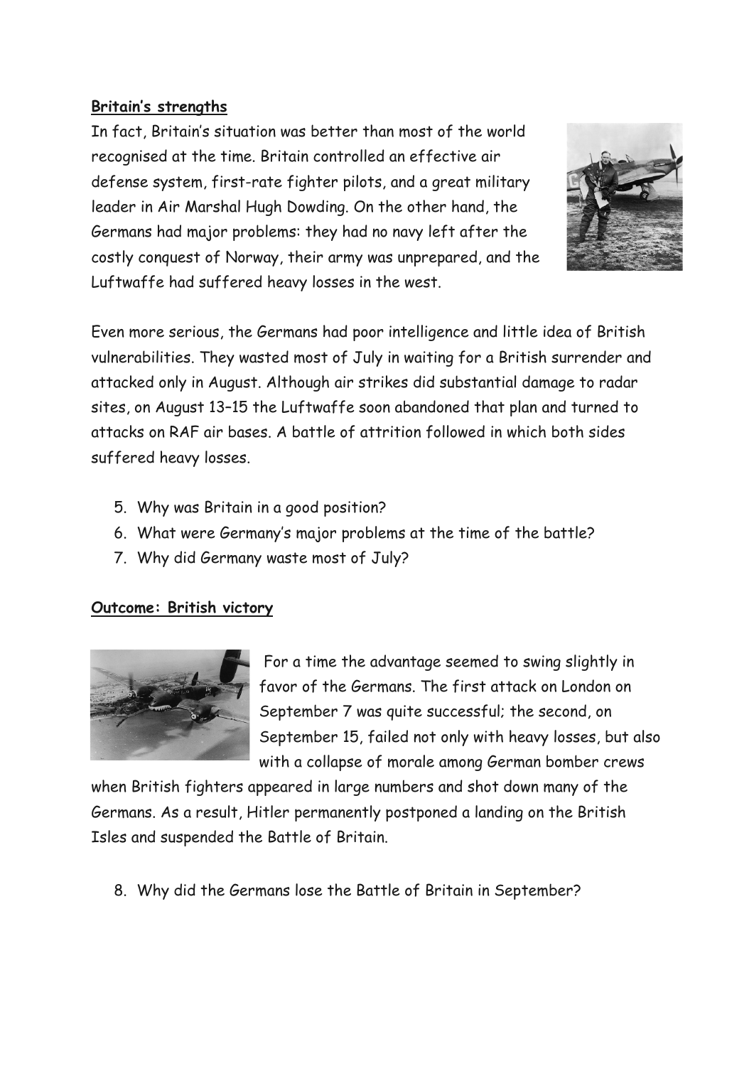**Britain's strengths**

In fact, Britain's situation was better than most of the world recognised at the time. Britain controlled an effective air defense system, first-rate fighter pilots, and a great military leader in Air Marshal Hugh Dowding. On the other hand, the Germans had major problems: they had no navy left after the costly conquest of Norway, their army was unprepared, and the Luftwaffe had suffered heavy losses in the west.

Even more serious, the Germans had poor intelligence and little idea of British vulnerabilities. They wasted most of July in waiting for a British surrender and attacked only in August. Although air strikes did substantial damage to radar sites, on August 13–15 the Luftwaffe soon abandoned that plan and turned to attacks on RAF air bases. A battle of attrition followed in which both sides suffered heavy losses.

5. Why was Britain in a good position?
6. What were Germany's major problems at the time of the battle?
7. Why did Germany waste most of July?

**Outcome: British victory**

For a time the advantage seemed to swing slightly in favor of the Germans. The first attack on London on September 7 was quite successful; the second, on September 15, failed not only with heavy losses, but also with a collapse of morale among German bomber crews when British fighters appeared in large numbers and shot down many of the Germans. As a result, Hitler permanently postponed a landing on the British Isles and suspended the Battle of Britain.

8. Why did the Germans lose the Battle of Britain in September?